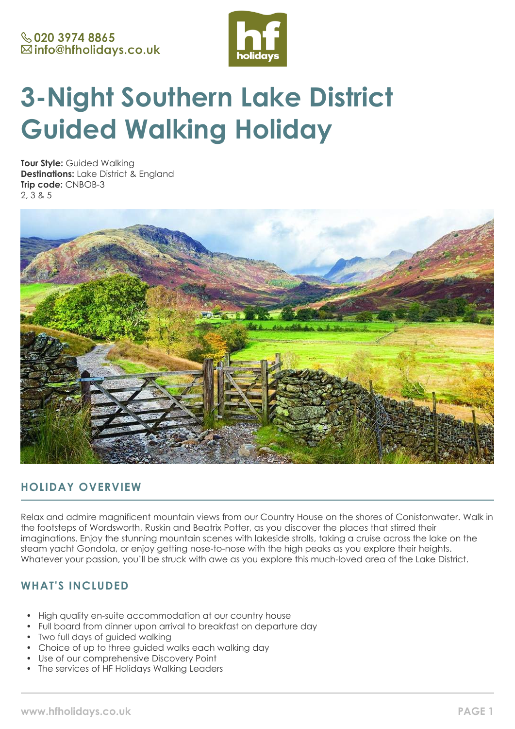📞 020 3974 8865
✉ info@hfholidays.co.uk

# 3-Night Southern Lake District Guided Walking Holiday

**Tour Style:** Guided Walking
**Destinations:** Lake District & England
**Trip code:** CNBOB-3
2, 3 & 5

## HOLIDAY OVERVIEW

Relax and admire magnificent mountain views from our Country House on the shores of Conistonwater. Walk in the footsteps of Wordsworth, Ruskin and Beatrix Potter, as you discover the places that stirred their imaginations. Enjoy the stunning mountain scenes with lakeside strolls, taking a cruise across the lake on the steam yacht Gondola, or enjoy getting nose-to-nose with the high peaks as you explore their heights. Whatever your passion, you'll be struck with awe as you explore this much-loved area of the Lake District.

## WHAT'S INCLUDED

- High quality en-suite accommodation at our country house
- Full board from dinner upon arrival to breakfast on departure day
- Two full days of guided walking
- Choice of up to three guided walks each walking day
- Use of our comprehensive Discovery Point
- The services of HF Holidays Walking Leaders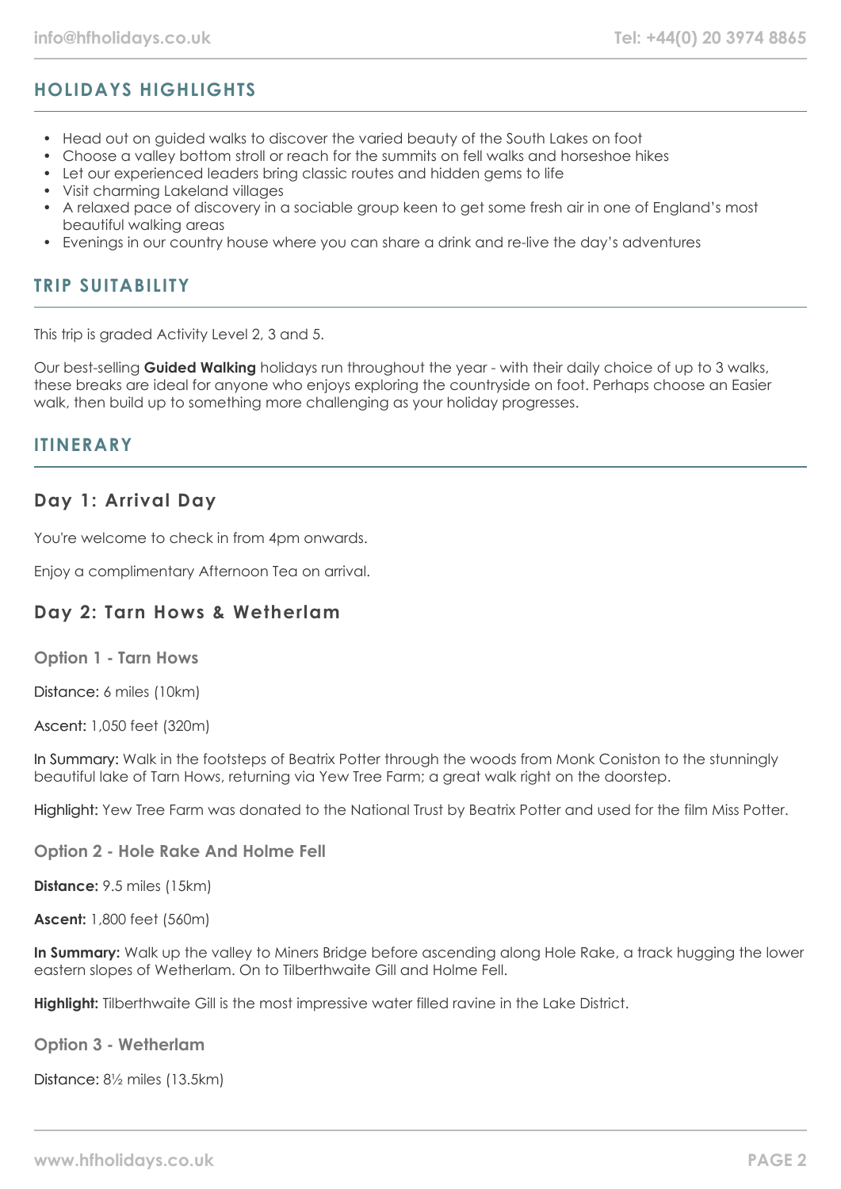## HOLIDAYS HIGHLIGHTS

- Head out on guided walks to discover the varied beauty of the South Lakes on foot
- Choose a valley bottom stroll or reach for the summits on fell walks and horseshoe hikes
- Let our experienced leaders bring classic routes and hidden gems to life
- Visit charming Lakeland villages
- A relaxed pace of discovery in a sociable group keen to get some fresh air in one of England's most beautiful walking areas
- Evenings in our country house where you can share a drink and re-live the day's adventures

## TRIP SUITABILITY

This trip is graded Activity Level 2, 3 and 5.

Our best-selling **Guided Walking** holidays run throughout the year - with their daily choice of up to 3 walks, these breaks are ideal for anyone who enjoys exploring the countryside on foot. Perhaps choose an Easier walk, then build up to something more challenging as your holiday progresses.

## ITINERARY

### Day 1: Arrival Day

You're welcome to check in from 4pm onwards.

Enjoy a complimentary Afternoon Tea on arrival.

### Day 2: Tarn Hows & Wetherlam

#### Option 1 - Tarn Hows

Distance: 6 miles (10km)

Ascent: 1,050 feet (320m)

In Summary: Walk in the footsteps of Beatrix Potter through the woods from Monk Coniston to the stunningly beautiful lake of Tarn Hows, returning via Yew Tree Farm; a great walk right on the doorstep.

Highlight: Yew Tree Farm was donated to the National Trust by Beatrix Potter and used for the film Miss Potter.

#### Option 2 - Hole Rake And Holme Fell

**Distance:** 9.5 miles (15km)

**Ascent:** 1,800 feet (560m)

**In Summary:** Walk up the valley to Miners Bridge before ascending along Hole Rake, a track hugging the lower eastern slopes of Wetherlam. On to Tilberthwaite Gill and Holme Fell.

**Highlight:** Tilberthwaite Gill is the most impressive water filled ravine in the Lake District.

#### Option 3 - Wetherlam

Distance: 8½ miles (13.5km)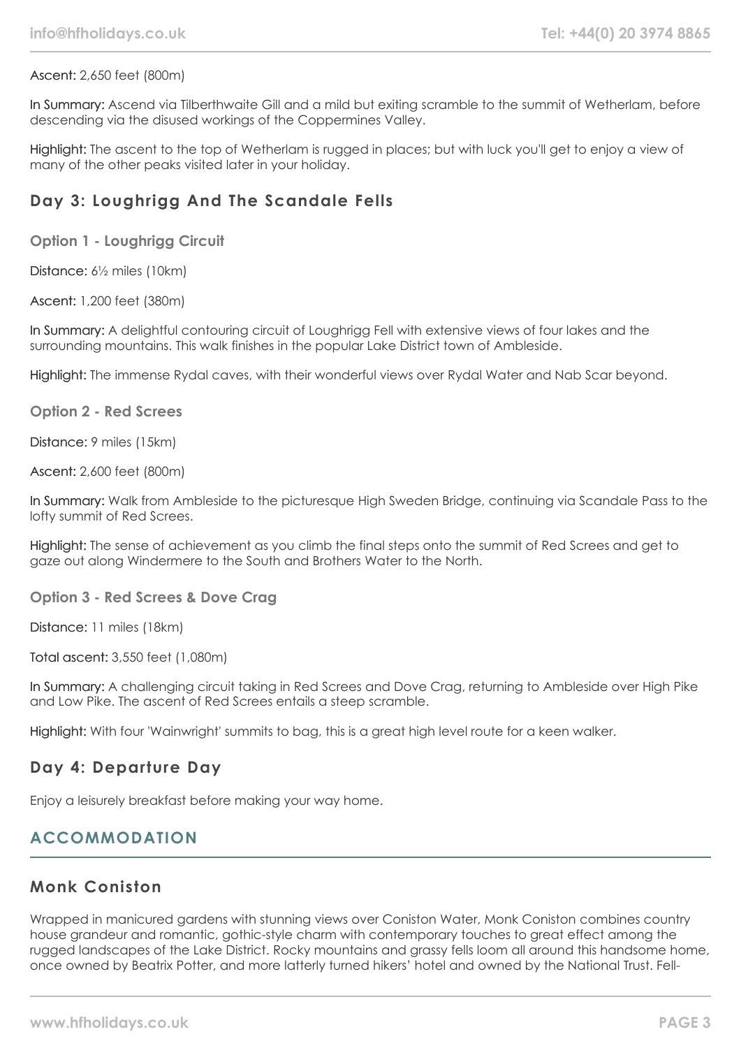Ascent: 2,650 feet (800m)

In Summary: Ascend via Tilberthwaite Gill and a mild but exiting scramble to the summit of Wetherlam, before descending via the disused workings of the Coppermines Valley.

Highlight: The ascent to the top of Wetherlam is rugged in places; but with luck you'll get to enjoy a view of many of the other peaks visited later in your holiday.

## Day 3: Loughrigg And The Scandale Fells

### Option 1 - Loughrigg Circuit

Distance: 6½ miles (10km)

Ascent: 1,200 feet (380m)

In Summary: A delightful contouring circuit of Loughrigg Fell with extensive views of four lakes and the surrounding mountains. This walk finishes in the popular Lake District town of Ambleside.

Highlight: The immense Rydal caves, with their wonderful views over Rydal Water and Nab Scar beyond.

### Option 2 - Red Screes

Distance: 9 miles (15km)

Ascent: 2,600 feet (800m)

In Summary: Walk from Ambleside to the picturesque High Sweden Bridge, continuing via Scandale Pass to the lofty summit of Red Screes.

Highlight: The sense of achievement as you climb the final steps onto the summit of Red Screes and get to gaze out along Windermere to the South and Brothers Water to the North.

### Option 3 - Red Screes & Dove Crag

Distance: 11 miles (18km)

Total ascent: 3,550 feet (1,080m)

In Summary: A challenging circuit taking in Red Screes and Dove Crag, returning to Ambleside over High Pike and Low Pike. The ascent of Red Screes entails a steep scramble.

Highlight: With four 'Wainwright' summits to bag, this is a great high level route for a keen walker.

## Day 4: Departure Day

Enjoy a leisurely breakfast before making your way home.

# ACCOMMODATION

## Monk Coniston

Wrapped in manicured gardens with stunning views over Coniston Water, Monk Coniston combines country house grandeur and romantic, gothic-style charm with contemporary touches to great effect among the rugged landscapes of the Lake District. Rocky mountains and grassy fells loom all around this handsome home, once owned by Beatrix Potter, and more latterly turned hikers' hotel and owned by the National Trust. Fell-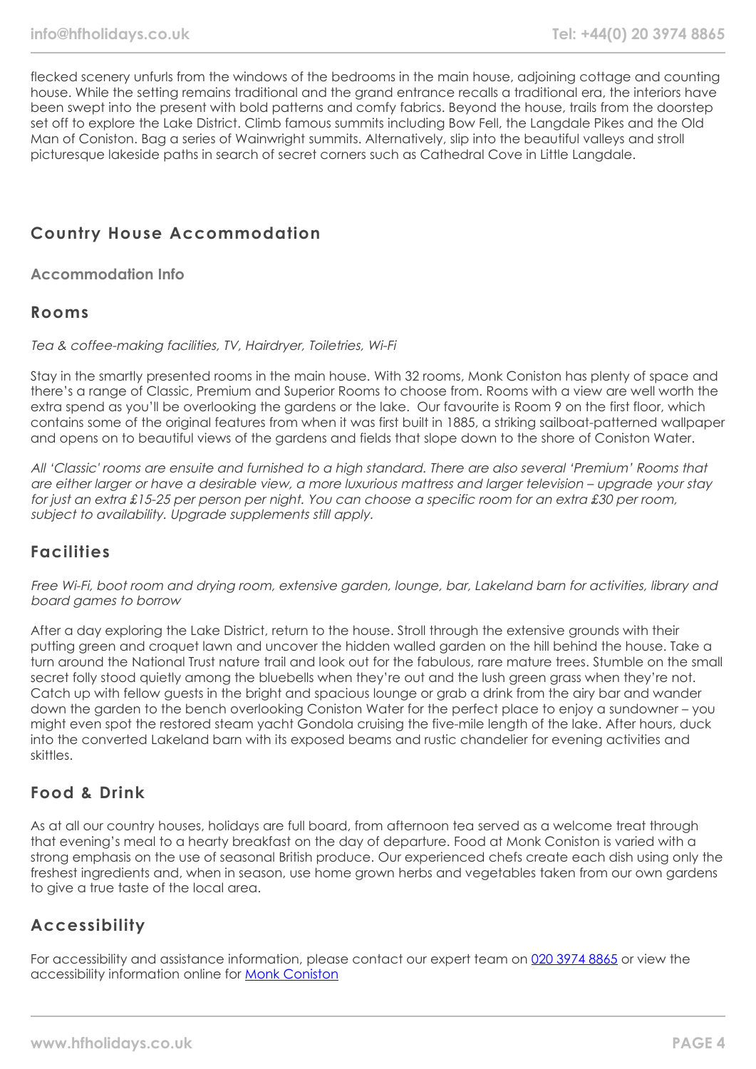flecked scenery unfurls from the windows of the bedrooms in the main house, adjoining cottage and counting house. While the setting remains traditional and the grand entrance recalls a traditional era, the interiors have been swept into the present with bold patterns and comfy fabrics. Beyond the house, trails from the doorstep set off to explore the Lake District. Climb famous summits including Bow Fell, the Langdale Pikes and the Old Man of Coniston. Bag a series of Wainwright summits. Alternatively, slip into the beautiful valleys and stroll picturesque lakeside paths in search of secret corners such as Cathedral Cove in Little Langdale.

## Country House Accommodation

### Accommodation Info

### Rooms

*Tea & coffee-making facilities, TV, Hairdryer, Toiletries, Wi-Fi*

Stay in the smartly presented rooms in the main house. With 32 rooms, Monk Coniston has plenty of space and there's a range of Classic, Premium and Superior Rooms to choose from. Rooms with a view are well worth the extra spend as you'll be overlooking the gardens or the lake. Our favourite is Room 9 on the first floor, which contains some of the original features from when it was first built in 1885, a striking sailboat-patterned wallpaper and opens on to beautiful views of the gardens and fields that slope down to the shore of Coniston Water.

*All 'Classic' rooms are ensuite and furnished to a high standard. There are also several 'Premium' Rooms that are either larger or have a desirable view, a more luxurious mattress and larger television – upgrade your stay for just an extra £15-25 per person per night. You can choose a specific room for an extra £30 per room, subject to availability. Upgrade supplements still apply.*

### Facilities

*Free Wi-Fi, boot room and drying room, extensive garden, lounge, bar, Lakeland barn for activities, library and board games to borrow*

After a day exploring the Lake District, return to the house. Stroll through the extensive grounds with their putting green and croquet lawn and uncover the hidden walled garden on the hill behind the house. Take a turn around the National Trust nature trail and look out for the fabulous, rare mature trees. Stumble on the small secret folly stood quietly among the bluebells when they're out and the lush green grass when they're not. Catch up with fellow guests in the bright and spacious lounge or grab a drink from the airy bar and wander down the garden to the bench overlooking Coniston Water for the perfect place to enjoy a sundowner – you might even spot the restored steam yacht Gondola cruising the five-mile length of the lake. After hours, duck into the converted Lakeland barn with its exposed beams and rustic chandelier for evening activities and skittles.

### Food & Drink

As at all our country houses, holidays are full board, from afternoon tea served as a welcome treat through that evening's meal to a hearty breakfast on the day of departure. Food at Monk Coniston is varied with a strong emphasis on the use of seasonal British produce. Our experienced chefs create each dish using only the freshest ingredients and, when in season, use home grown herbs and vegetables taken from our own gardens to give a true taste of the local area.

### Accessibility

For accessibility and assistance information, please contact our expert team on [020 3974 8865](tel:02039748865) or view the accessibility information online for [Monk Coniston]()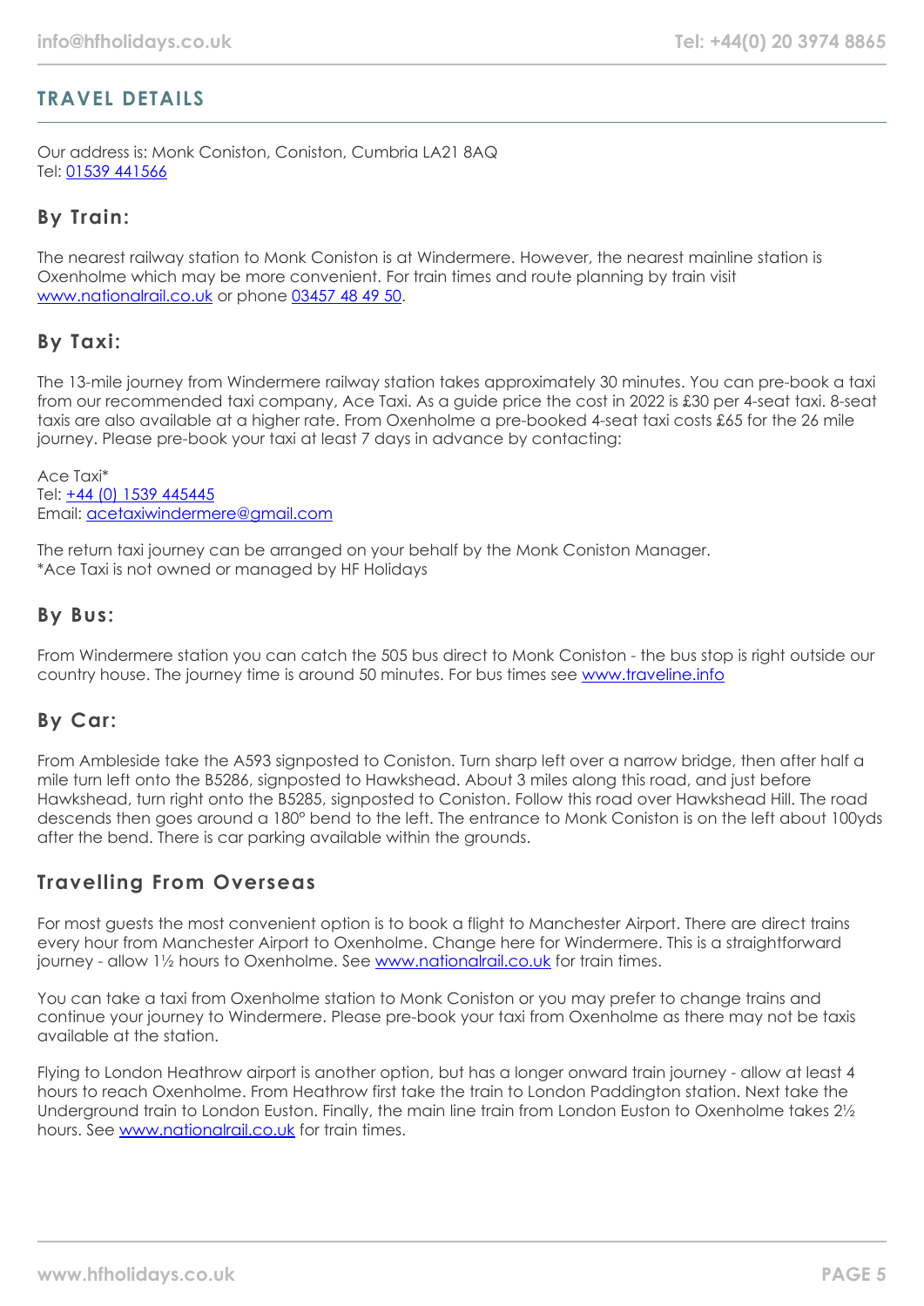## TRAVEL DETAILS

Our address is: Monk Coniston, Coniston, Cumbria LA21 8AQ
Tel: 01539 441566

### By Train:

The nearest railway station to Monk Coniston is at Windermere. However, the nearest mainline station is Oxenholme which may be more convenient. For train times and route planning by train visit www.nationalrail.co.uk or phone 03457 48 49 50.

### By Taxi:

The 13-mile journey from Windermere railway station takes approximately 30 minutes. You can pre-book a taxi from our recommended taxi company, Ace Taxi. As a guide price the cost in 2022 is £30 per 4-seat taxi. 8-seat taxis are also available at a higher rate. From Oxenholme a pre-booked 4-seat taxi costs £65 for the 26 mile journey. Please pre-book your taxi at least 7 days in advance by contacting:

Ace Taxi*
Tel: +44 (0) 1539 445445
Email: acetaxiwindermere@gmail.com

The return taxi journey can be arranged on your behalf by the Monk Coniston Manager.
*Ace Taxi is not owned or managed by HF Holidays

### By Bus:

From Windermere station you can catch the 505 bus direct to Monk Coniston - the bus stop is right outside our country house. The journey time is around 50 minutes. For bus times see www.traveline.info

### By Car:

From Ambleside take the A593 signposted to Coniston. Turn sharp left over a narrow bridge, then after half a mile turn left onto the B5286, signposted to Hawkshead. About 3 miles along this road, and just before Hawkshead, turn right onto the B5285, signposted to Coniston. Follow this road over Hawkshead Hill. The road descends then goes around a 180° bend to the left. The entrance to Monk Coniston is on the left about 100yds after the bend. There is car parking available within the grounds.

### Travelling From Overseas

For most guests the most convenient option is to book a flight to Manchester Airport. There are direct trains every hour from Manchester Airport to Oxenholme. Change here for Windermere. This is a straightforward journey - allow 1½ hours to Oxenholme. See www.nationalrail.co.uk for train times.

You can take a taxi from Oxenholme station to Monk Coniston or you may prefer to change trains and continue your journey to Windermere. Please pre-book your taxi from Oxenholme as there may not be taxis available at the station.

Flying to London Heathrow airport is another option, but has a longer onward train journey - allow at least 4 hours to reach Oxenholme. From Heathrow first take the train to London Paddington station. Next take the Underground train to London Euston. Finally, the main line train from London Euston to Oxenholme takes 2½ hours. See www.nationalrail.co.uk for train times.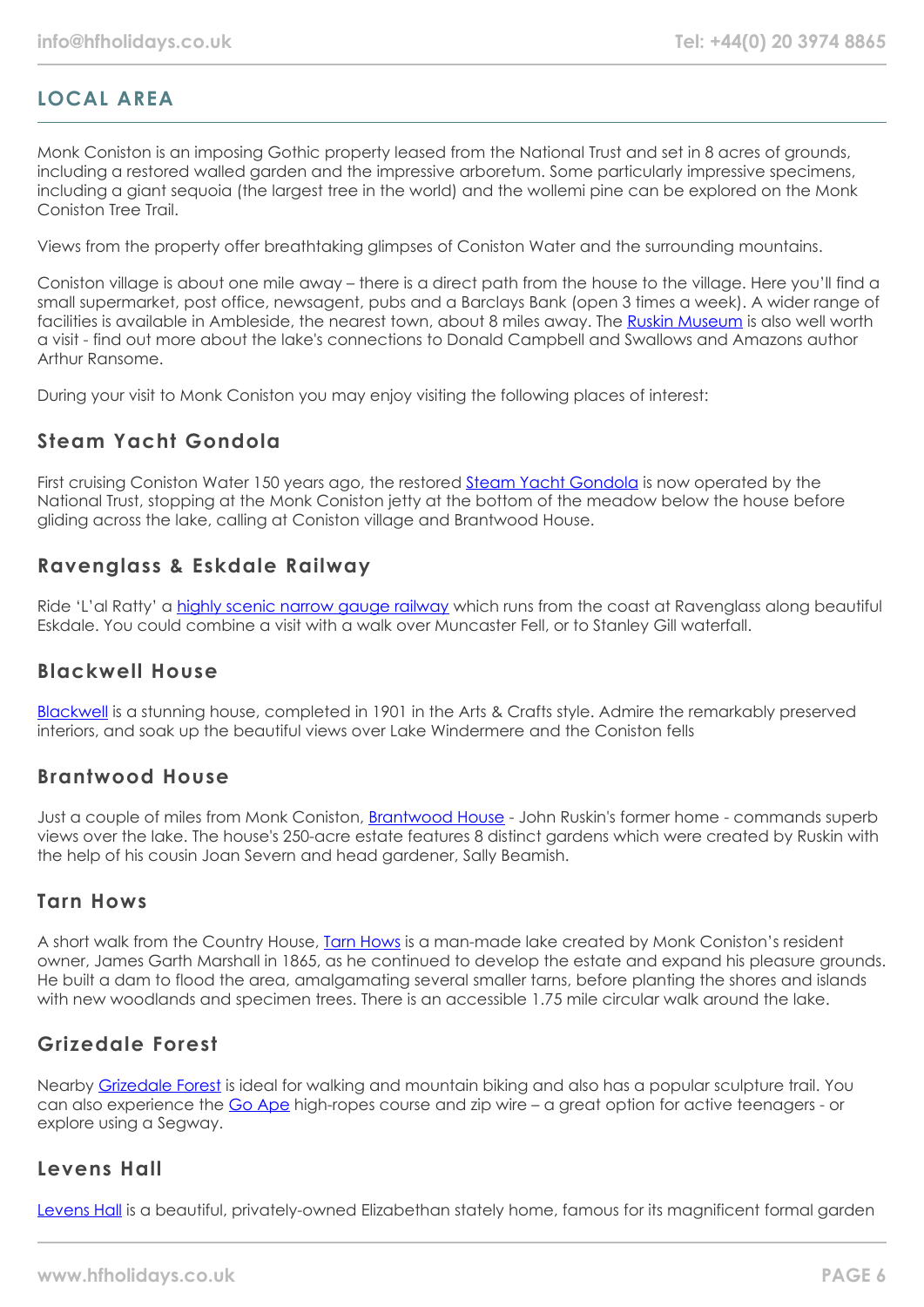## LOCAL AREA

Monk Coniston is an imposing Gothic property leased from the National Trust and set in 8 acres of grounds, including a restored walled garden and the impressive arboretum. Some particularly impressive specimens, including a giant sequoia (the largest tree in the world) and the wollemi pine can be explored on the Monk Coniston Tree Trail.

Views from the property offer breathtaking glimpses of Coniston Water and the surrounding mountains.

Coniston village is about one mile away – there is a direct path from the house to the village. Here you'll find a small supermarket, post office, newsagent, pubs and a Barclays Bank (open 3 times a week). A wider range of facilities is available in Ambleside, the nearest town, about 8 miles away. The Ruskin Museum is also well worth a visit - find out more about the lake's connections to Donald Campbell and Swallows and Amazons author Arthur Ransome.

During your visit to Monk Coniston you may enjoy visiting the following places of interest:

### Steam Yacht Gondola

First cruising Coniston Water 150 years ago, the restored Steam Yacht Gondola is now operated by the National Trust, stopping at the Monk Coniston jetty at the bottom of the meadow below the house before gliding across the lake, calling at Coniston village and Brantwood House.

### Ravenglass & Eskdale Railway

Ride 'L'al Ratty' a highly scenic narrow gauge railway which runs from the coast at Ravenglass along beautiful Eskdale. You could combine a visit with a walk over Muncaster Fell, or to Stanley Gill waterfall.

### Blackwell House

Blackwell is a stunning house, completed in 1901 in the Arts & Crafts style. Admire the remarkably preserved interiors, and soak up the beautiful views over Lake Windermere and the Coniston fells

### Brantwood House

Just a couple of miles from Monk Coniston, Brantwood House - John Ruskin's former home - commands superb views over the lake. The house's 250-acre estate features 8 distinct gardens which were created by Ruskin with the help of his cousin Joan Severn and head gardener, Sally Beamish.

### Tarn Hows

A short walk from the Country House, Tarn Hows is a man-made lake created by Monk Coniston's resident owner, James Garth Marshall in 1865, as he continued to develop the estate and expand his pleasure grounds. He built a dam to flood the area, amalgamating several smaller tarns, before planting the shores and islands with new woodlands and specimen trees. There is an accessible 1.75 mile circular walk around the lake.

### Grizedale Forest

Nearby Grizedale Forest is ideal for walking and mountain biking and also has a popular sculpture trail. You can also experience the Go Ape high-ropes course and zip wire – a great option for active teenagers - or explore using a Segway.

### Levens Hall

Levens Hall is a beautiful, privately-owned Elizabethan stately home, famous for its magnificent formal garden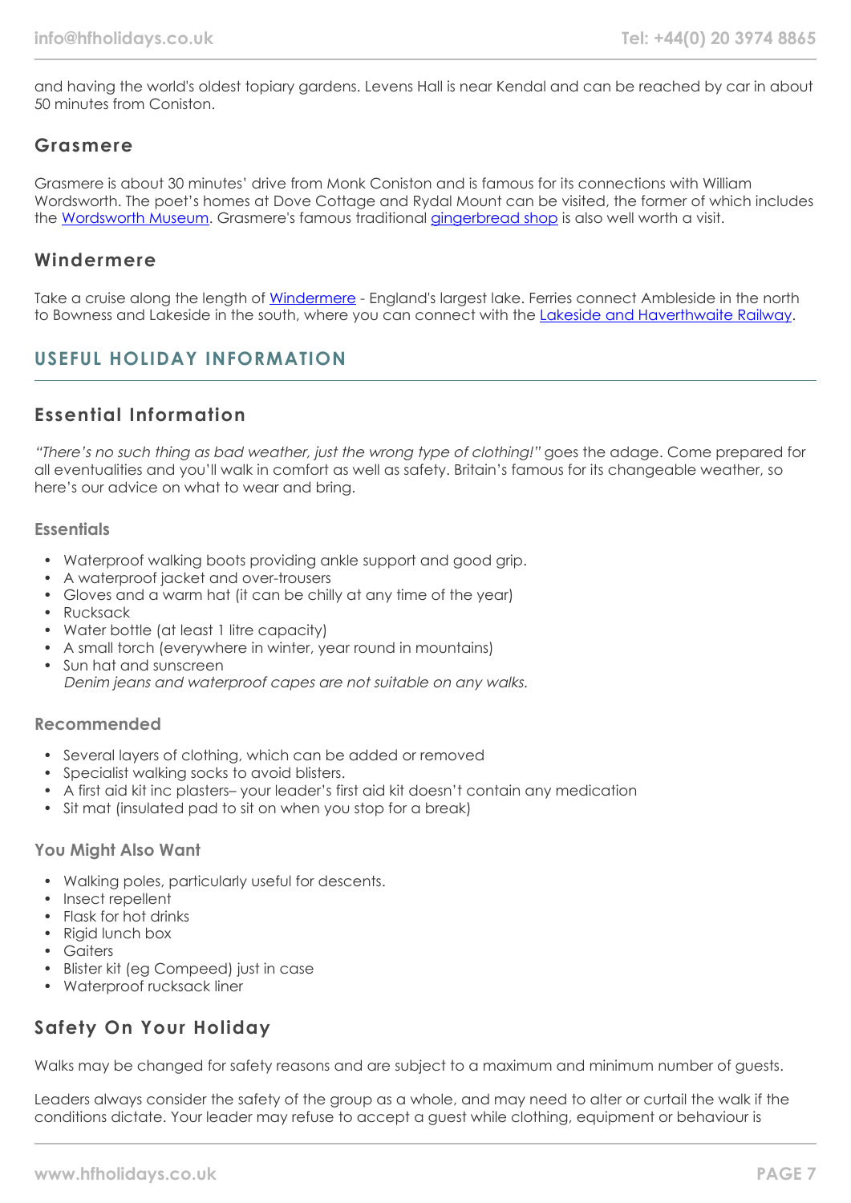and having the world's oldest topiary gardens. Levens Hall is near Kendal and can be reached by car in about 50 minutes from Coniston.

### Grasmere

Grasmere is about 30 minutes' drive from Monk Coniston and is famous for its connections with William Wordsworth. The poet's homes at Dove Cottage and Rydal Mount can be visited, the former of which includes the Wordsworth Museum. Grasmere's famous traditional gingerbread shop is also well worth a visit.

### Windermere

Take a cruise along the length of Windermere - England's largest lake. Ferries connect Ambleside in the north to Bowness and Lakeside in the south, where you can connect with the Lakeside and Haverthwaite Railway.

## USEFUL HOLIDAY INFORMATION

### Essential Information

*"There's no such thing as bad weather, just the wrong type of clothing!"* goes the adage. Come prepared for all eventualities and you'll walk in comfort as well as safety. Britain's famous for its changeable weather, so here's our advice on what to wear and bring.

#### Essentials

- Waterproof walking boots providing ankle support and good grip.
- A waterproof jacket and over-trousers
- Gloves and a warm hat (it can be chilly at any time of the year)
- Rucksack
- Water bottle (at least 1 litre capacity)
- A small torch (everywhere in winter, year round in mountains)
- Sun hat and sunscreen
  *Denim jeans and waterproof capes are not suitable on any walks.*

#### Recommended

- Several layers of clothing, which can be added or removed
- Specialist walking socks to avoid blisters.
- A first aid kit inc plasters– your leader's first aid kit doesn't contain any medication
- Sit mat (insulated pad to sit on when you stop for a break)

#### You Might Also Want

- Walking poles, particularly useful for descents.
- Insect repellent
- Flask for hot drinks
- Rigid lunch box
- Gaiters
- Blister kit (eg Compeed) just in case
- Waterproof rucksack liner

### Safety On Your Holiday

Walks may be changed for safety reasons and are subject to a maximum and minimum number of guests.

Leaders always consider the safety of the group as a whole, and may need to alter or curtail the walk if the conditions dictate. Your leader may refuse to accept a guest while clothing, equipment or behaviour is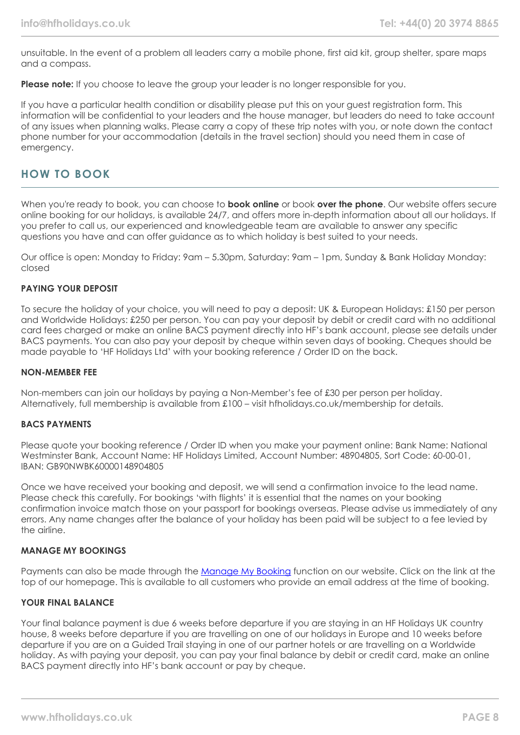unsuitable. In the event of a problem all leaders carry a mobile phone, first aid kit, group shelter, spare maps and a compass.

**Please note:** If you choose to leave the group your leader is no longer responsible for you.

If you have a particular health condition or disability please put this on your guest registration form. This information will be confidential to your leaders and the house manager, but leaders do need to take account of any issues when planning walks. Please carry a copy of these trip notes with you, or note down the contact phone number for your accommodation (details in the travel section) should you need them in case of emergency.

## HOW TO BOOK

When you're ready to book, you can choose to **book online** or book **over the phone**. Our website offers secure online booking for our holidays, is available 24/7, and offers more in-depth information about all our holidays. If you prefer to call us, our experienced and knowledgeable team are available to answer any specific questions you have and can offer guidance as to which holiday is best suited to your needs.

Our office is open: Monday to Friday: 9am – 5.30pm, Saturday: 9am – 1pm, Sunday & Bank Holiday Monday: closed

### PAYING YOUR DEPOSIT

To secure the holiday of your choice, you will need to pay a deposit: UK & European Holidays: £150 per person and Worldwide Holidays: £250 per person. You can pay your deposit by debit or credit card with no additional card fees charged or make an online BACS payment directly into HF's bank account, please see details under BACS payments. You can also pay your deposit by cheque within seven days of booking. Cheques should be made payable to 'HF Holidays Ltd' with your booking reference / Order ID on the back.

### NON-MEMBER FEE

Non-members can join our holidays by paying a Non-Member's fee of £30 per person per holiday. Alternatively, full membership is available from £100 – visit hfholidays.co.uk/membership for details.

### BACS PAYMENTS

Please quote your booking reference / Order ID when you make your payment online: Bank Name: National Westminster Bank, Account Name: HF Holidays Limited, Account Number: 48904805, Sort Code: 60-00-01, IBAN: GB90NWBK60000148904805

Once we have received your booking and deposit, we will send a confirmation invoice to the lead name. Please check this carefully. For bookings 'with flights' it is essential that the names on your booking confirmation invoice match those on your passport for bookings overseas. Please advise us immediately of any errors. Any name changes after the balance of your holiday has been paid will be subject to a fee levied by the airline.

### MANAGE MY BOOKINGS

Payments can also be made through the Manage My Booking function on our website. Click on the link at the top of our homepage. This is available to all customers who provide an email address at the time of booking.

### YOUR FINAL BALANCE

Your final balance payment is due 6 weeks before departure if you are staying in an HF Holidays UK country house, 8 weeks before departure if you are travelling on one of our holidays in Europe and 10 weeks before departure if you are on a Guided Trail staying in one of our partner hotels or are travelling on a Worldwide holiday. As with paying your deposit, you can pay your final balance by debit or credit card, make an online BACS payment directly into HF's bank account or pay by cheque.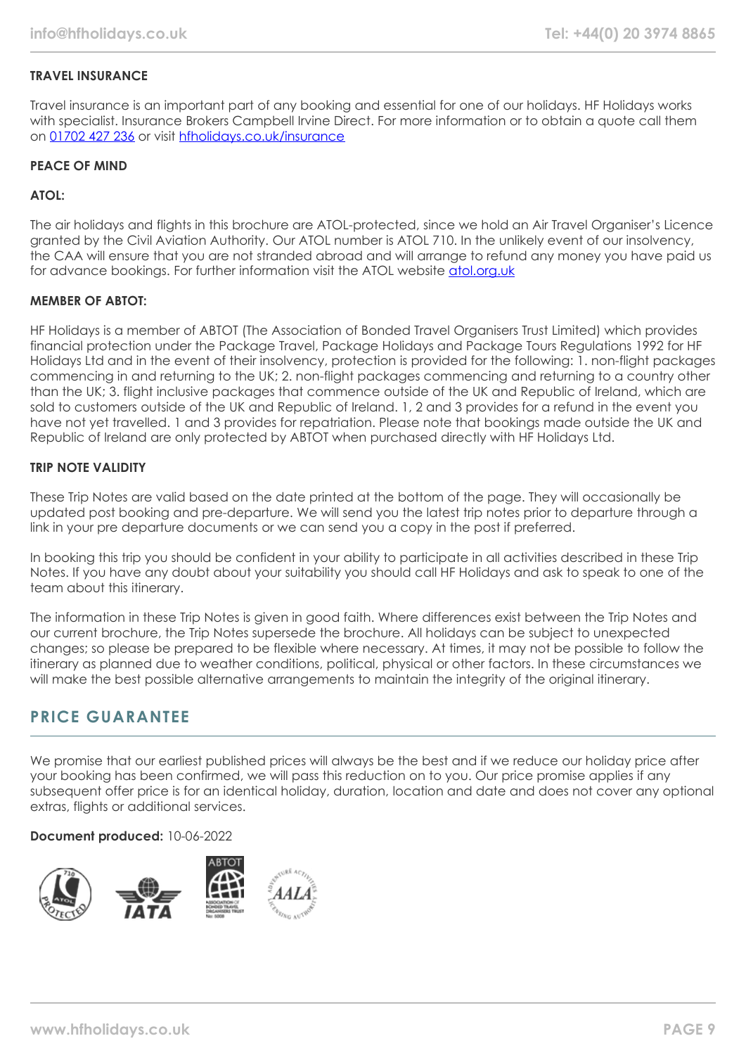**TRAVEL INSURANCE**

Travel insurance is an important part of any booking and essential for one of our holidays. HF Holidays works with specialist. Insurance Brokers Campbell Irvine Direct. For more information or to obtain a quote call them on [01702 427 236](tel:01702427236) or visit [hfholidays.co.uk/insurance](https://hfholidays.co.uk/insurance)

**PEACE OF MIND**

**ATOL:**

The air holidays and flights in this brochure are ATOL-protected, since we hold an Air Travel Organiser's Licence granted by the Civil Aviation Authority. Our ATOL number is ATOL 710. In the unlikely event of our insolvency, the CAA will ensure that you are not stranded abroad and will arrange to refund any money you have paid us for advance bookings. For further information visit the ATOL website [atol.org.uk](https://atol.org.uk)

**MEMBER OF ABTOT:**

HF Holidays is a member of ABTOT (The Association of Bonded Travel Organisers Trust Limited) which provides financial protection under the Package Travel, Package Holidays and Package Tours Regulations 1992 for HF Holidays Ltd and in the event of their insolvency, protection is provided for the following: 1. non-flight packages commencing in and returning to the UK; 2. non-flight packages commencing and returning to a country other than the UK; 3. flight inclusive packages that commence outside of the UK and Republic of Ireland, which are sold to customers outside of the UK and Republic of Ireland. 1, 2 and 3 provides for a refund in the event you have not yet travelled. 1 and 3 provides for repatriation. Please note that bookings made outside the UK and Republic of Ireland are only protected by ABTOT when purchased directly with HF Holidays Ltd.

**TRIP NOTE VALIDITY**

These Trip Notes are valid based on the date printed at the bottom of the page. They will occasionally be updated post booking and pre-departure. We will send you the latest trip notes prior to departure through a link in your pre departure documents or we can send you a copy in the post if preferred.

In booking this trip you should be confident in your ability to participate in all activities described in these Trip Notes. If you have any doubt about your suitability you should call HF Holidays and ask to speak to one of the team about this itinerary.

The information in these Trip Notes is given in good faith. Where differences exist between the Trip Notes and our current brochure, the Trip Notes supersede the brochure. All holidays can be subject to unexpected changes; so please be prepared to be flexible where necessary. At times, it may not be possible to follow the itinerary as planned due to weather conditions, political, physical or other factors. In these circumstances we will make the best possible alternative arrangements to maintain the integrity of the original itinerary.

## PRICE GUARANTEE

We promise that our earliest published prices will always be the best and if we reduce our holiday price after your booking has been confirmed, we will pass this reduction on to you. Our price promise applies if any subsequent offer price is for an identical holiday, duration, location and date and does not cover any optional extras, flights or additional services.

**Document produced:** 10-06-2022